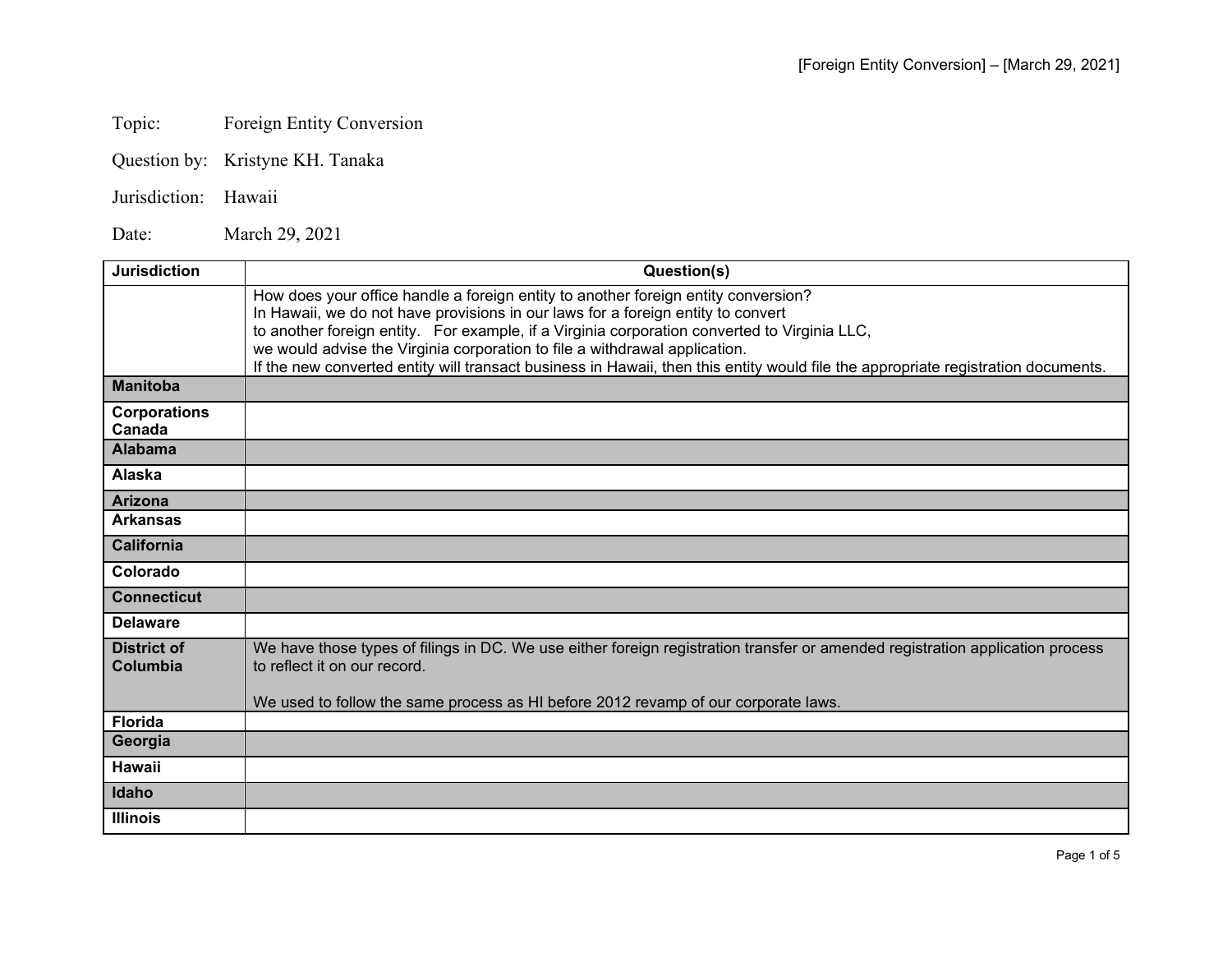Topic: Foreign Entity Conversion

Question by: Kristyne KH. Tanaka

Jurisdiction: Hawaii

Date: March 29, 2021

| Jurisdiction | Question(s) |
|---|---|
| | How does your office handle a foreign entity to another foreign entity conversion?<br>In Hawaii, we do not have provisions in our laws for a foreign entity to convert to another foreign entity. For example, if a Virginia corporation converted to Virginia LLC, we would advise the Virginia corporation to file a withdrawal application.<br>If the new converted entity will transact business in Hawaii, then this entity would file the appropriate registration documents. |
| **Manitoba** | |
| **Corporations Canada** | |
| **Alabama** | |
| **Alaska** | |
| **Arizona** | |
| **Arkansas** | |
| **California** | |
| **Colorado** | |
| **Connecticut** | |
| **Delaware** | |
| **District of Columbia** | We have those types of filings in DC. We use either foreign registration transfer or amended registration application process to reflect it on our record.<br><br>We used to follow the same process as HI before 2012 revamp of our corporate laws. |
| **Florida** | |
| **Georgia** | |
| **Hawaii** | |
| **Idaho** | |
| **Illinois** | |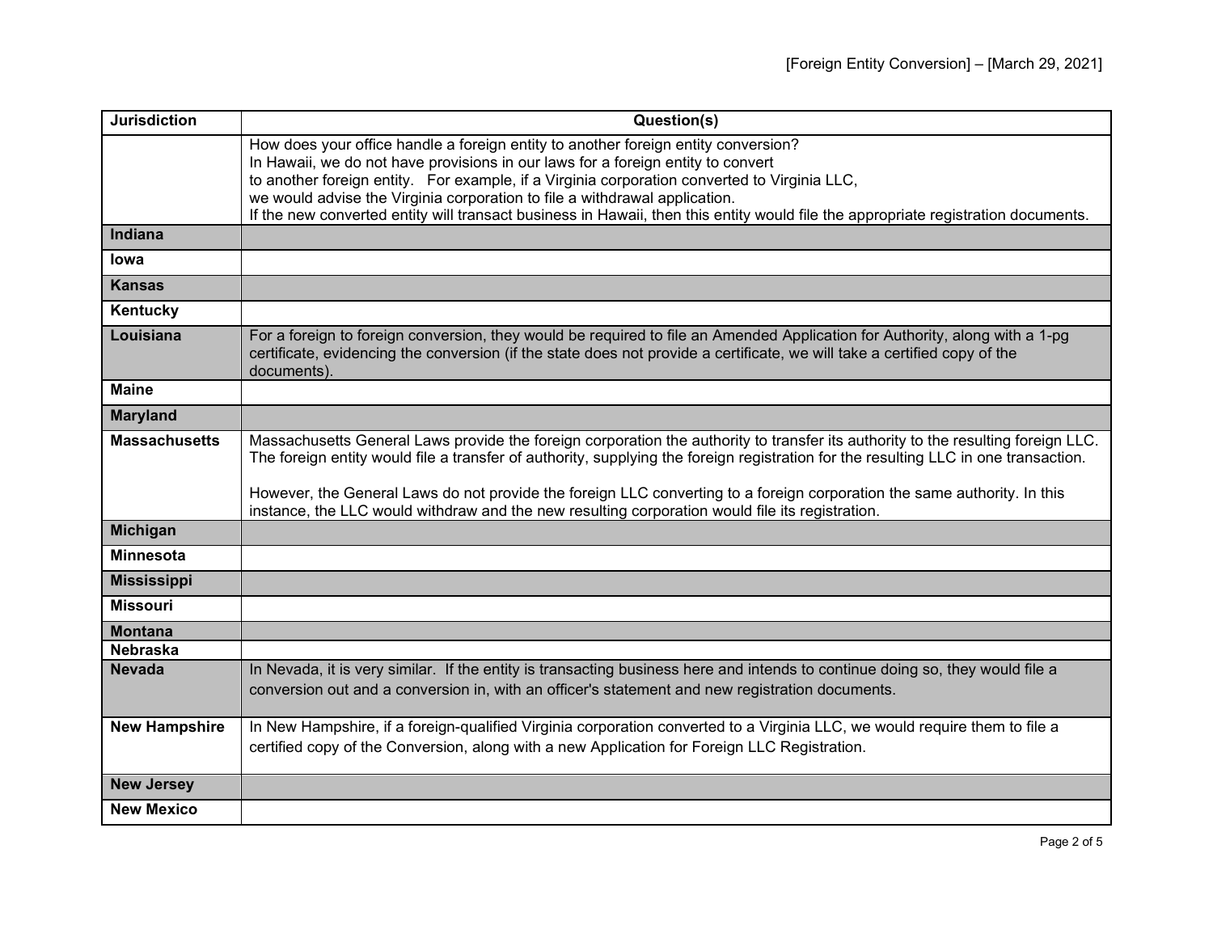| Jurisdiction | Question(s) |
|---|---|
| | How does your office handle a foreign entity to another foreign entity conversion? In Hawaii, we do not have provisions in our laws for a foreign entity to convert to another foreign entity. For example, if a Virginia corporation converted to Virginia LLC, we would advise the Virginia corporation to file a withdrawal application. If the new converted entity will transact business in Hawaii, then this entity would file the appropriate registration documents. |
| **Indiana** | |
| **Iowa** | |
| **Kansas** | |
| **Kentucky** | |
| **Louisiana** | For a foreign to foreign conversion, they would be required to file an Amended Application for Authority, along with a 1-pg certificate, evidencing the conversion (if the state does not provide a certificate, we will take a certified copy of the documents). |
| **Maine** | |
| **Maryland** | |
| **Massachusetts** | Massachusetts General Laws provide the foreign corporation the authority to transfer its authority to the resulting foreign LLC. The foreign entity would file a transfer of authority, supplying the foreign registration for the resulting LLC in one transaction.<br><br>However, the General Laws do not provide the foreign LLC converting to a foreign corporation the same authority. In this instance, the LLC would withdraw and the new resulting corporation would file its registration. |
| **Michigan** | |
| **Minnesota** | |
| **Mississippi** | |
| **Missouri** | |
| **Montana** | |
| **Nebraska** | |
| **Nevada** | In Nevada, it is very similar. If the entity is transacting business here and intends to continue doing so, they would file a conversion out and a conversion in, with an officer's statement and new registration documents. |
| **New Hampshire** | In New Hampshire, if a foreign-qualified Virginia corporation converted to a Virginia LLC, we would require them to file a certified copy of the Conversion, along with a new Application for Foreign LLC Registration. |
| **New Jersey** | |
| **New Mexico** | |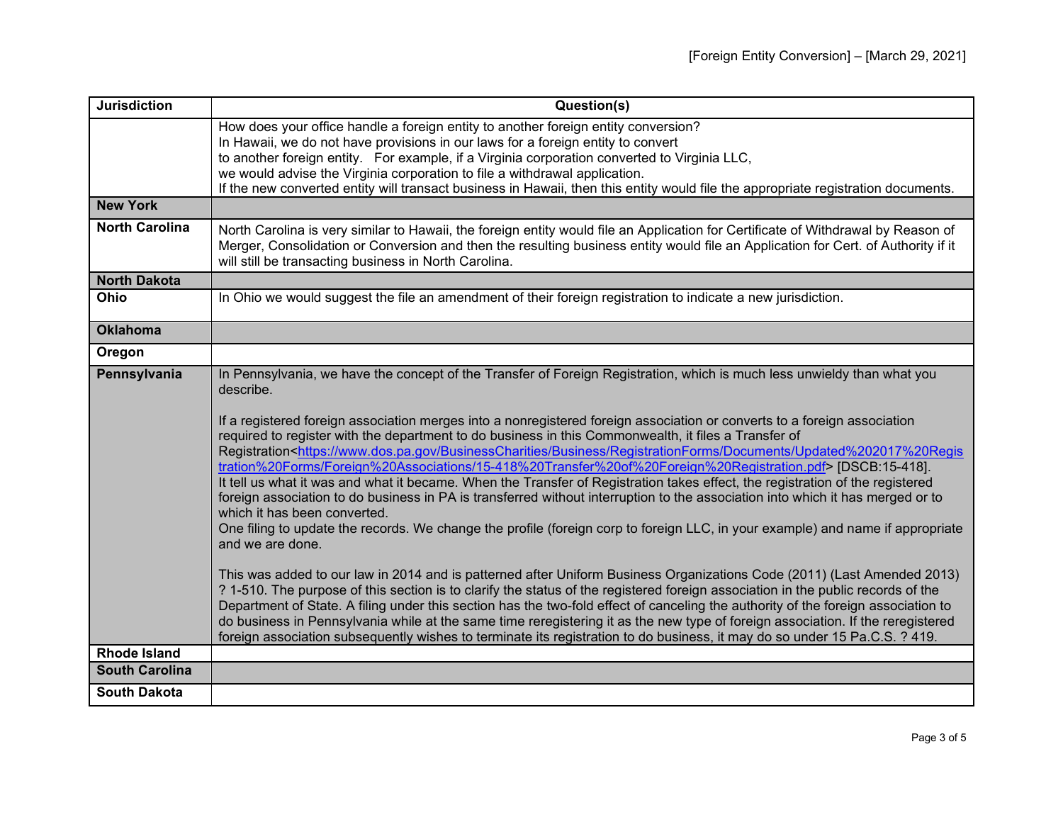| Jurisdiction | Question(s) |
| --- | --- |
| | How does your office handle a foreign entity to another foreign entity conversion?<br>In Hawaii, we do not have provisions in our laws for a foreign entity to convert to another foreign entity. For example, if a Virginia corporation converted to Virginia LLC, we would advise the Virginia corporation to file a withdrawal application.<br>If the new converted entity will transact business in Hawaii, then this entity would file the appropriate registration documents. |
| **New York** | |
| **North Carolina** | North Carolina is very similar to Hawaii, the foreign entity would file an Application for Certificate of Withdrawal by Reason of Merger, Consolidation or Conversion and then the resulting business entity would file an Application for Cert. of Authority if it will still be transacting business in North Carolina. |
| **North Dakota** | |
| **Ohio** | In Ohio we would suggest the file an amendment of their foreign registration to indicate a new jurisdiction. |
| **Oklahoma** | |
| **Oregon** | |
| **Pennsylvania** | In Pennsylvania, we have the concept of the Transfer of Foreign Registration, which is much less unwieldy than what you describe.<br><br>If a registered foreign association merges into a nonregistered foreign association or converts to a foreign association required to register with the department to do business in this Commonwealth, it files a Transfer of Registration<https://www.dos.pa.gov/BusinessCharities/Business/RegistrationForms/Documents/Updated%202017%20Registration%20Forms/Foreign%20Associations/15-418%20Transfer%20of%20Foreign%20Registration.pdf> [DSCB:15-418].<br>It tell us what it was and what it became. When the Transfer of Registration takes effect, the registration of the registered foreign association to do business in PA is transferred without interruption to the association into which it has merged or to which it has been converted.<br>One filing to update the records. We change the profile (foreign corp to foreign LLC, in your example) and name if appropriate and we are done.<br><br>This was added to our law in 2014 and is patterned after Uniform Business Organizations Code (2011) (Last Amended 2013) ? 1-510. The purpose of this section is to clarify the status of the registered foreign association in the public records of the Department of State. A filing under this section has the two-fold effect of canceling the authority of the foreign association to do business in Pennsylvania while at the same time reregistering it as the new type of foreign association. If the reregistered foreign association subsequently wishes to terminate its registration to do business, it may do so under 15 Pa.C.S. ? 419. |
| **Rhode Island** | |
| **South Carolina** | |
| **South Dakota** | |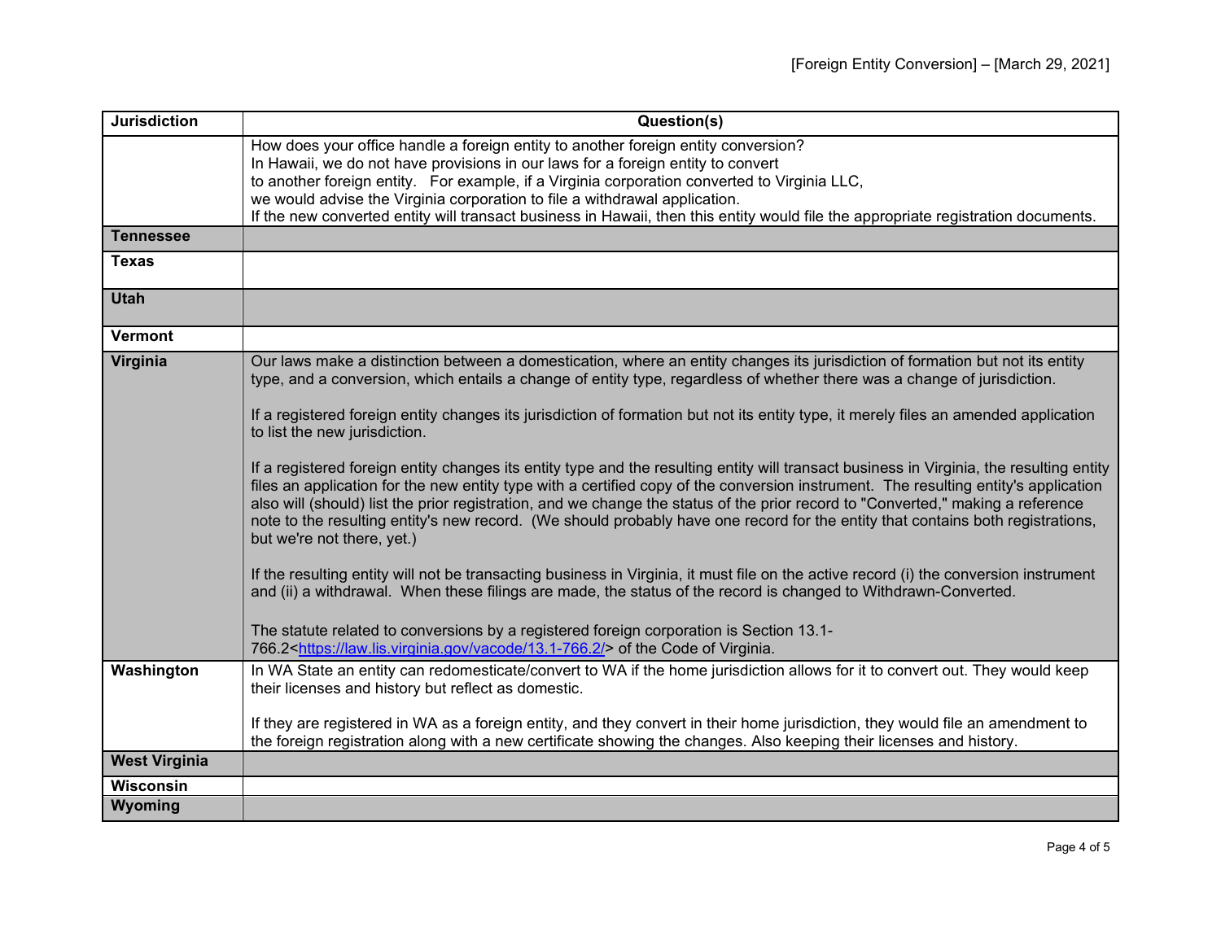| Jurisdiction | Question(s) |
|---|---|
| | How does your office handle a foreign entity to another foreign entity conversion?<br>In Hawaii, we do not have provisions in our laws for a foreign entity to convert to another foreign entity. For example, if a Virginia corporation converted to Virginia LLC, we would advise the Virginia corporation to file a withdrawal application.<br>If the new converted entity will transact business in Hawaii, then this entity would file the appropriate registration documents. |
| **Tennessee** | |
| **Texas** | |
| **Utah** | |
| **Vermont** | |
| **Virginia** | Our laws make a distinction between a domestication, where an entity changes its jurisdiction of formation but not its entity type, and a conversion, which entails a change of entity type, regardless of whether there was a change of jurisdiction.<br><br>If a registered foreign entity changes its jurisdiction of formation but not its entity type, it merely files an amended application to list the new jurisdiction.<br><br>If a registered foreign entity changes its entity type and the resulting entity will transact business in Virginia, the resulting entity files an application for the new entity type with a certified copy of the conversion instrument. The resulting entity's application also will (should) list the prior registration, and we change the status of the prior record to "Converted," making a reference note to the resulting entity's new record. (We should probably have one record for the entity that contains both registrations, but we're not there, yet.)<br><br>If the resulting entity will not be transacting business in Virginia, it must file on the active record (i) the conversion instrument and (ii) a withdrawal. When these filings are made, the status of the record is changed to Withdrawn-Converted.<br><br>The statute related to conversions by a registered foreign corporation is Section 13.1-766.2<https://law.lis.virginia.gov/vacode/13.1-766.2/> of the Code of Virginia. |
| **Washington** | In WA State an entity can redomesticate/convert to WA if the home jurisdiction allows for it to convert out. They would keep their licenses and history but reflect as domestic.<br><br>If they are registered in WA as a foreign entity, and they convert in their home jurisdiction, they would file an amendment to the foreign registration along with a new certificate showing the changes. Also keeping their licenses and history. |
| **West Virginia** | |
| **Wisconsin** | |
| **Wyoming** | |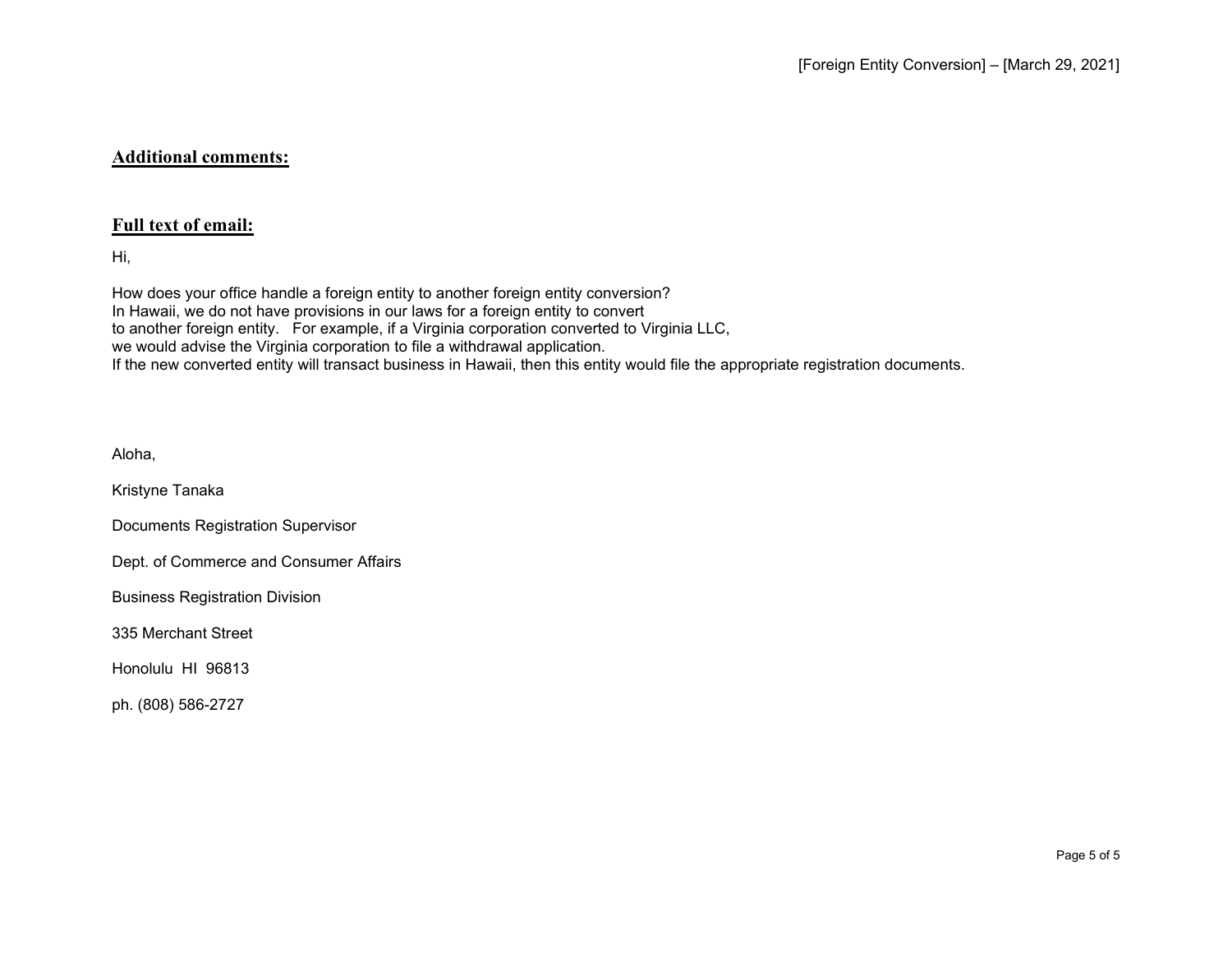## Additional comments:

## Full text of email:

Hi,

How does your office handle a foreign entity to another foreign entity conversion?
In Hawaii, we do not have provisions in our laws for a foreign entity to convert
to another foreign entity. For example, if a Virginia corporation converted to Virginia LLC,
we would advise the Virginia corporation to file a withdrawal application.
If the new converted entity will transact business in Hawaii, then this entity would file the appropriate registration documents.

Aloha,

Kristyne Tanaka

Documents Registration Supervisor

Dept. of Commerce and Consumer Affairs

Business Registration Division

335 Merchant Street

Honolulu HI 96813

ph. (808) 586-2727